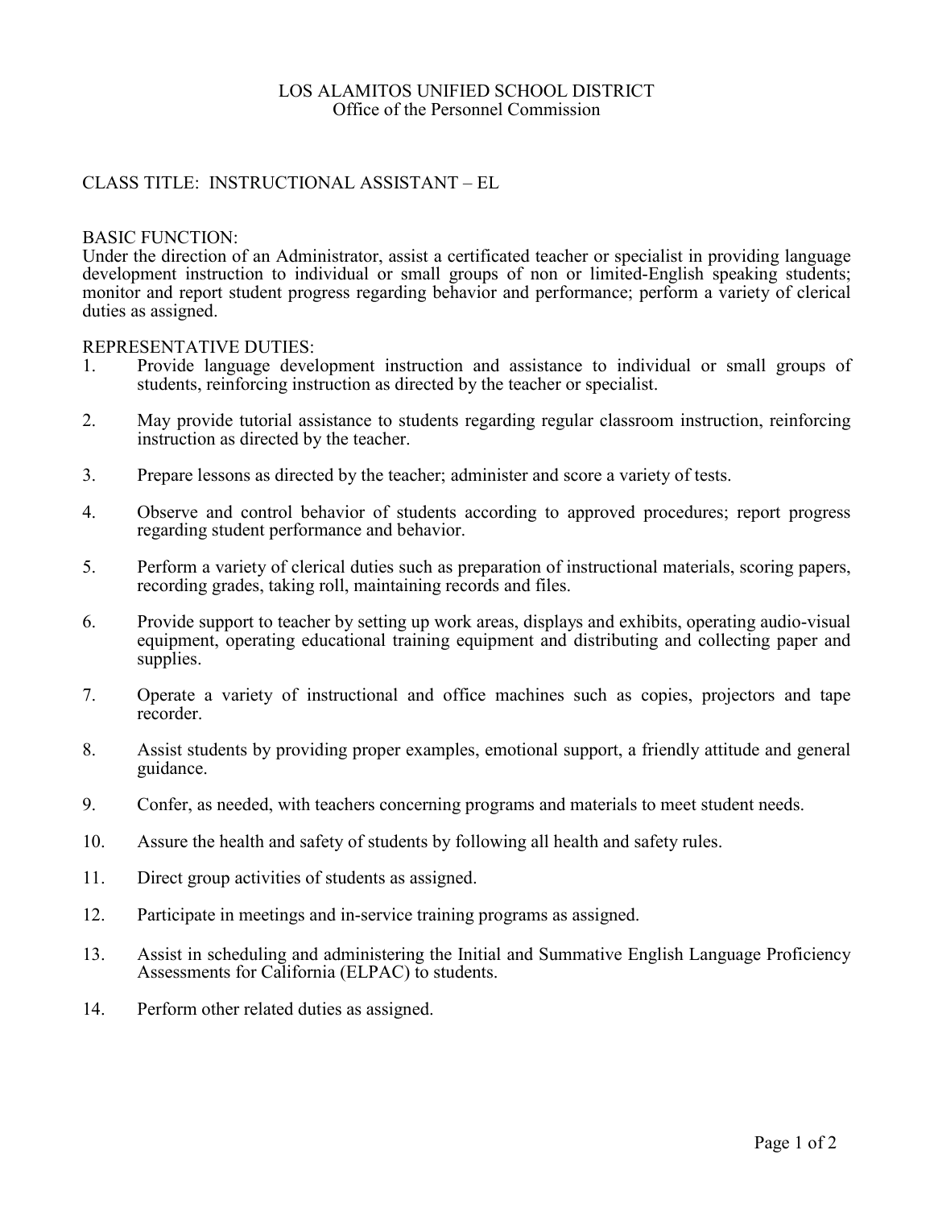LOS ALAMITOS UNIFIED SCHOOL DISTRICT
Office of the Personnel Commission

CLASS TITLE: INSTRUCTIONAL ASSISTANT – EL

BASIC FUNCTION:
Under the direction of an Administrator, assist a certificated teacher or specialist in providing language development instruction to individual or small groups of non or limited-English speaking students; monitor and report student progress regarding behavior and performance; perform a variety of clerical duties as assigned.

REPRESENTATIVE DUTIES:

1. Provide language development instruction and assistance to individual or small groups of students, reinforcing instruction as directed by the teacher or specialist.

2. May provide tutorial assistance to students regarding regular classroom instruction, reinforcing instruction as directed by the teacher.

3. Prepare lessons as directed by the teacher; administer and score a variety of tests.

4. Observe and control behavior of students according to approved procedures; report progress regarding student performance and behavior.

5. Perform a variety of clerical duties such as preparation of instructional materials, scoring papers, recording grades, taking roll, maintaining records and files.

6. Provide support to teacher by setting up work areas, displays and exhibits, operating audio-visual equipment, operating educational training equipment and distributing and collecting paper and supplies.

7. Operate a variety of instructional and office machines such as copies, projectors and tape recorder.

8. Assist students by providing proper examples, emotional support, a friendly attitude and general guidance.

9. Confer, as needed, with teachers concerning programs and materials to meet student needs.

10. Assure the health and safety of students by following all health and safety rules.

11. Direct group activities of students as assigned.

12. Participate in meetings and in-service training programs as assigned.

13. Assist in scheduling and administering the Initial and Summative English Language Proficiency Assessments for California (ELPAC) to students.

14. Perform other related duties as assigned.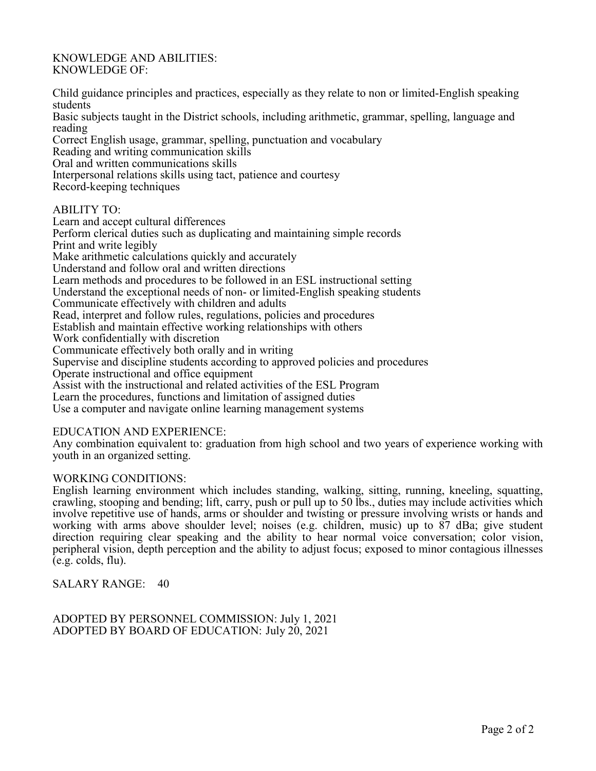KNOWLEDGE AND ABILITIES:

KNOWLEDGE OF:

Child guidance principles and practices, especially as they relate to non or limited-English speaking students
Basic subjects taught in the District schools, including arithmetic, grammar, spelling, language and reading
Correct English usage, grammar, spelling, punctuation and vocabulary
Reading and writing communication skills
Oral and written communications skills
Interpersonal relations skills using tact, patience and courtesy
Record-keeping techniques

ABILITY TO:

Learn and accept cultural differences
Perform clerical duties such as duplicating and maintaining simple records
Print and write legibly
Make arithmetic calculations quickly and accurately
Understand and follow oral and written directions
Learn methods and procedures to be followed in an ESL instructional setting
Understand the exceptional needs of non- or limited-English speaking students
Communicate effectively with children and adults
Read, interpret and follow rules, regulations, policies and procedures
Establish and maintain effective working relationships with others
Work confidentially with discretion
Communicate effectively both orally and in writing
Supervise and discipline students according to approved policies and procedures
Operate instructional and office equipment
Assist with the instructional and related activities of the ESL Program
Learn the procedures, functions and limitation of assigned duties
Use a computer and navigate online learning management systems

EDUCATION AND EXPERIENCE:

Any combination equivalent to: graduation from high school and two years of experience working with youth in an organized setting.

WORKING CONDITIONS:

English learning environment which includes standing, walking, sitting, running, kneeling, squatting, crawling, stooping and bending; lift, carry, push or pull up to 50 lbs., duties may include activities which involve repetitive use of hands, arms or shoulder and twisting or pressure involving wrists or hands and working with arms above shoulder level; noises (e.g. children, music) up to 87 dBa; give student direction requiring clear speaking and the ability to hear normal voice conversation; color vision, peripheral vision, depth perception and the ability to adjust focus; exposed to minor contagious illnesses (e.g. colds, flu).

SALARY RANGE: 40

ADOPTED BY PERSONNEL COMMISSION: July 1, 2021
ADOPTED BY BOARD OF EDUCATION: July 20, 2021